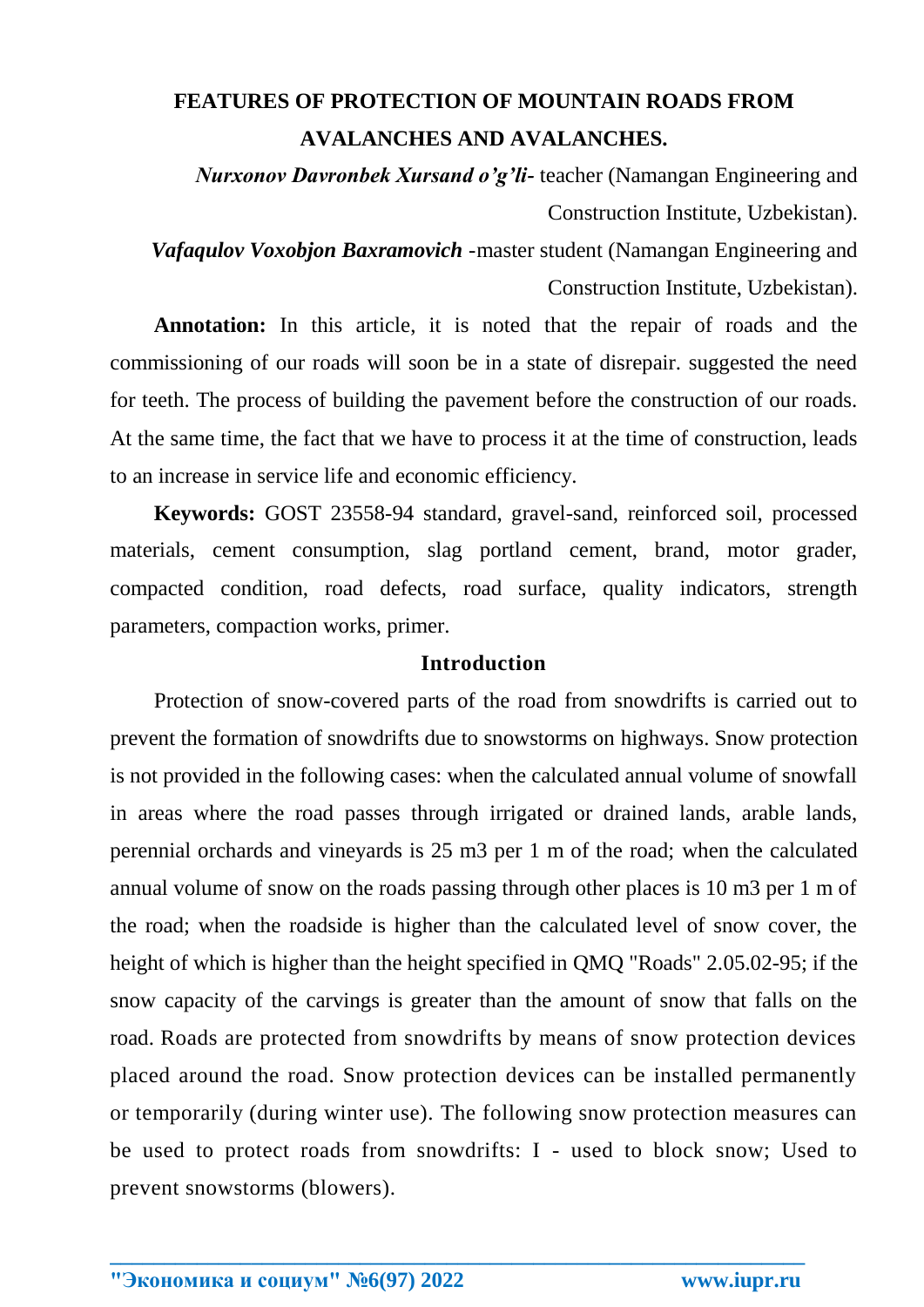# FEATURES OF PROTECTION OF MOUNTAIN ROADS FROM AVALANCHES AND AVALANCHES.

***Nurxonov Davronbek Xursand o'g'li***- teacher (Namangan Engineering and Construction Institute, Uzbekistan).

***Vafaqulov Voxobjon Baxramovich*** -master student (Namangan Engineering and Construction Institute, Uzbekistan).

**Annotation:** In this article, it is noted that the repair of roads and the commissioning of our roads will soon be in a state of disrepair. suggested the need for teeth. The process of building the pavement before the construction of our roads. At the same time, the fact that we have to process it at the time of construction, leads to an increase in service life and economic efficiency.

**Keywords:** GOST 23558-94 standard, gravel-sand, reinforced soil, processed materials, cement consumption, slag portland cement, brand, motor grader, compacted condition, road defects, road surface, quality indicators, strength parameters, compaction works, primer.

## Introduction

Protection of snow-covered parts of the road from snowdrifts is carried out to prevent the formation of snowdrifts due to snowstorms on highways. Snow protection is not provided in the following cases: when the calculated annual volume of snowfall in areas where the road passes through irrigated or drained lands, arable lands, perennial orchards and vineyards is 25 m3 per 1 m of the road; when the calculated annual volume of snow on the roads passing through other places is 10 m3 per 1 m of the road; when the roadside is higher than the calculated level of snow cover, the height of which is higher than the height specified in QMQ "Roads" 2.05.02-95; if the snow capacity of the carvings is greater than the amount of snow that falls on the road. Roads are protected from snowdrifts by means of snow protection devices placed around the road. Snow protection devices can be installed permanently or temporarily (during winter use). The following snow protection measures can be used to protect roads from snowdrifts: I - used to block snow; Used to prevent snowstorms (blowers).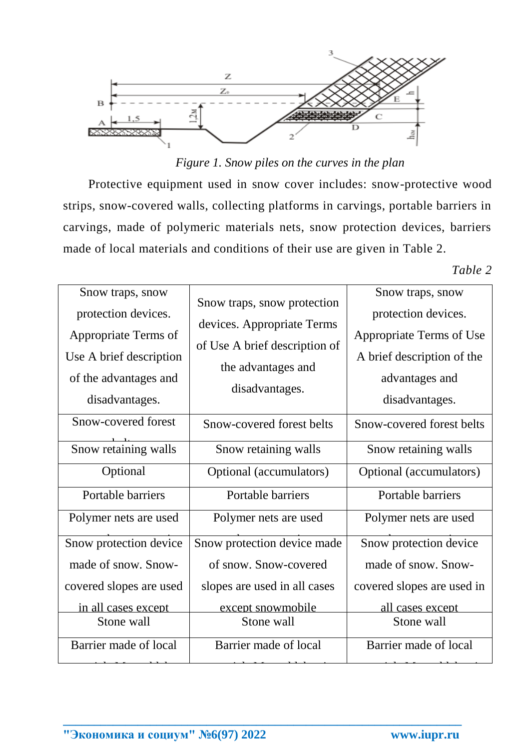*Figure 1. Snow piles on the curves in the plan*

Protective equipment used in snow cover includes: snow-protective wood strips, snow-covered walls, collecting platforms in carvings, portable barriers in carvings, made of polymeric materials nets, snow protection devices, barriers made of local materials and conditions of their use are given in Table 2.

*Table 2*

| Snow traps, snow protection devices. Appropriate Terms of Use A brief description of the advantages and disadvantages. | Snow traps, snow protection devices. Appropriate Terms of Use A brief description of the advantages and disadvantages. | Snow traps, snow protection devices. Appropriate Terms of Use A brief description of the advantages and disadvantages. |
|---|---|---|
| Snow-covered forest belts | Snow-covered forest belts | Snow-covered forest belts |
| Snow retaining walls | Snow retaining walls | Snow retaining walls |
| Optional | Optional (accumulators) | Optional (accumulators) |
| Portable barriers | Portable barriers | Portable barriers |
| Polymer nets are used | Polymer nets are used | Polymer nets are used |
| Snow protection device made of snow. Snow-covered slopes are used in all cases except | Snow protection device made of snow. Snow-covered slopes are used in all cases except snowmobile | Snow protection device made of snow. Snow-covered slopes are used in all cases except |
| Stone wall | Stone wall | Stone wall |
| Barrier made of local | Barrier made of local | Barrier made of local |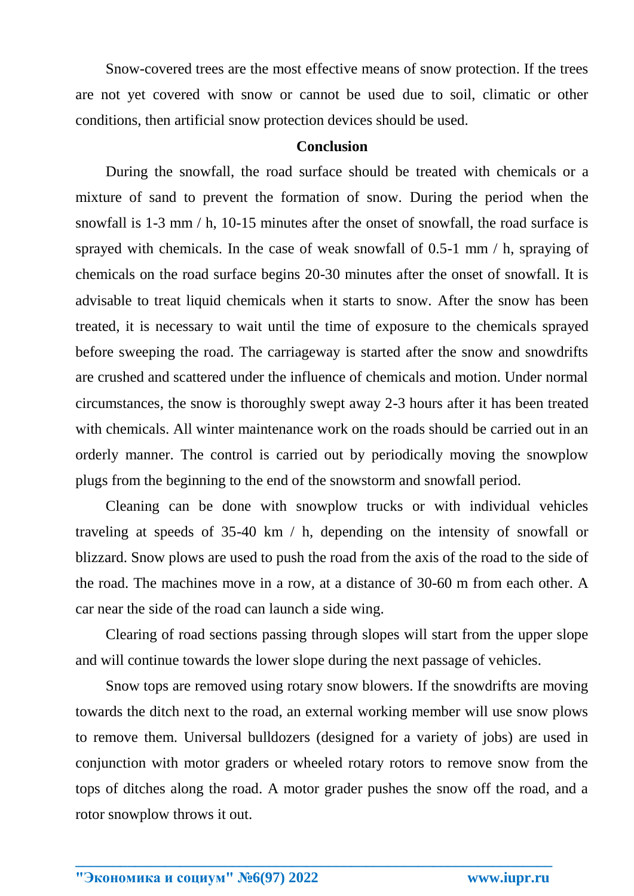Snow-covered trees are the most effective means of snow protection. If the trees are not yet covered with snow or cannot be used due to soil, climatic or other conditions, then artificial snow protection devices should be used.

**Conclusion**

During the snowfall, the road surface should be treated with chemicals or a mixture of sand to prevent the formation of snow. During the period when the snowfall is 1-3 mm / h, 10-15 minutes after the onset of snowfall, the road surface is sprayed with chemicals. In the case of weak snowfall of 0.5-1 mm / h, spraying of chemicals on the road surface begins 20-30 minutes after the onset of snowfall. It is advisable to treat liquid chemicals when it starts to snow. After the snow has been treated, it is necessary to wait until the time of exposure to the chemicals sprayed before sweeping the road. The carriageway is started after the snow and snowdrifts are crushed and scattered under the influence of chemicals and motion. Under normal circumstances, the snow is thoroughly swept away 2-3 hours after it has been treated with chemicals. All winter maintenance work on the roads should be carried out in an orderly manner. The control is carried out by periodically moving the snowplow plugs from the beginning to the end of the snowstorm and snowfall period.

Cleaning can be done with snowplow trucks or with individual vehicles traveling at speeds of 35-40 km / h, depending on the intensity of snowfall or blizzard. Snow plows are used to push the road from the axis of the road to the side of the road. The machines move in a row, at a distance of 30-60 m from each other. A car near the side of the road can launch a side wing.

Clearing of road sections passing through slopes will start from the upper slope and will continue towards the lower slope during the next passage of vehicles.

Snow tops are removed using rotary snow blowers. If the snowdrifts are moving towards the ditch next to the road, an external working member will use snow plows to remove them. Universal bulldozers (designed for a variety of jobs) are used in conjunction with motor graders or wheeled rotary rotors to remove snow from the tops of ditches along the road. A motor grader pushes the snow off the road, and a rotor snowplow throws it out.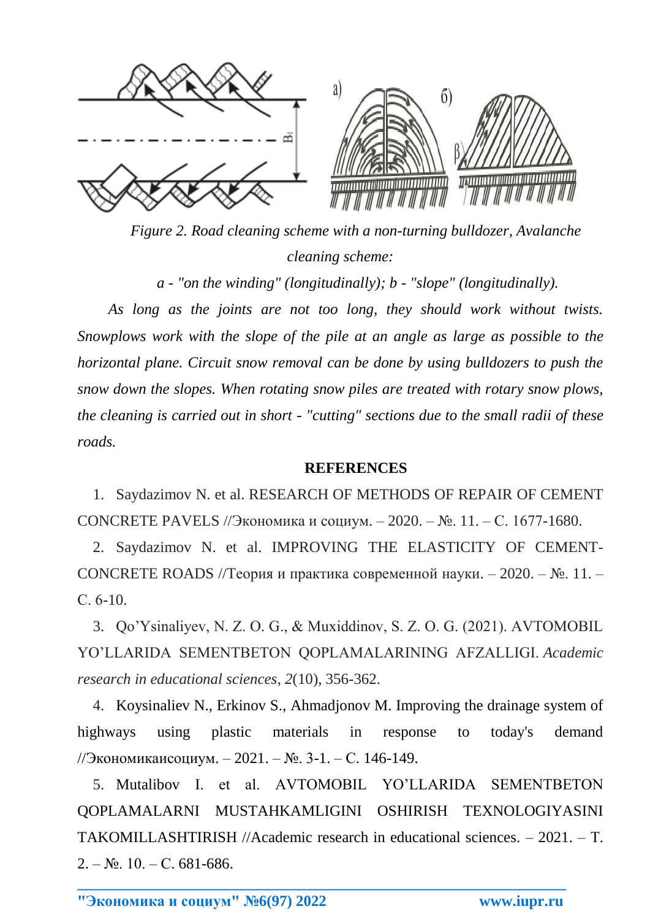*Figure 2. Road cleaning scheme with a non-turning bulldozer, Avalanche cleaning scheme:*

*a - "on the winding" (longitudinally); b - "slope" (longitudinally).*

*As long as the joints are not too long, they should work without twists. Snowplows work with the slope of the pile at an angle as large as possible to the horizontal plane. Circuit snow removal can be done by using bulldozers to push the snow down the slopes. When rotating snow piles are treated with rotary snow plows, the cleaning is carried out in short - "cutting" sections due to the small radii of these roads.*

**REFERENCES**

1. Saydazimov N. et al. RESEARCH OF METHODS OF REPAIR OF CEMENT CONCRETE PAVELS //Экономика и социум. – 2020. – №. 11. – С. 1677-1680.
2. Saydazimov N. et al. IMPROVING THE ELASTICITY OF CEMENT-CONCRETE ROADS //Теория и практика современной науки. – 2020. – №. 11. – С. 6-10.
3. Qo’Ysinaliyev, N. Z. O. G., & Muxiddinov, S. Z. O. G. (2021). AVTOMOBIL YO’LLARIDA SEMENTBETON QOPLAMALARINING AFZALLIGI. *Academic research in educational sciences*, *2*(10), 356-362.
4. Koysinaliev N., Erkinov S., Ahmadjonov M. Improving the drainage system of highways using plastic materials in response to today's demand //Экономикаисоциум. – 2021. – №. 3-1. – С. 146-149.
5. Mutalibov I. et al. AVTOMOBIL YO’LLARIDA SEMENTBETON QOPLAMALARNI MUSTAHKAMLIGINI OSHIRISH TEXNOLOGIYASINI TAKOMILLASHTIRISH //Academic research in educational sciences. – 2021. – Т. 2. – №. 10. – С. 681-686.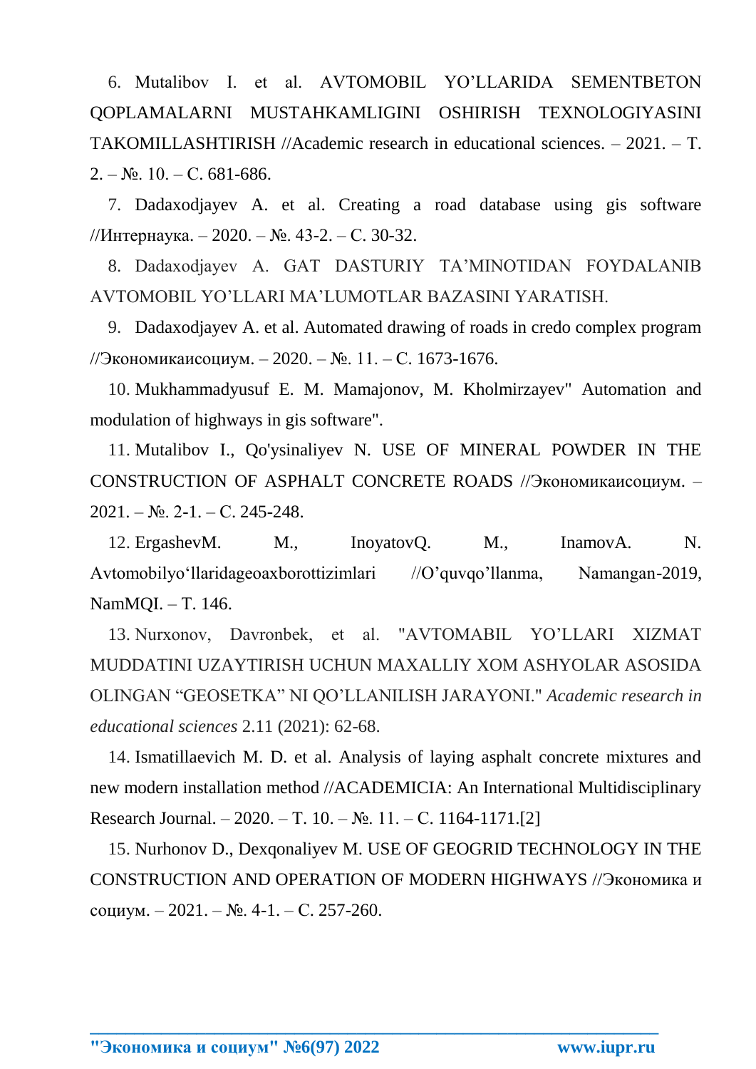6. Mutalibov I. et al. AVTOMOBIL YO’LLARIDA SEMENTBETON QOPLAMALARNI MUSTAHKAMLIGINI OSHIRISH TEXNOLOGIYASINI TAKOMILLASHTIRISH //Academic research in educational sciences. – 2021. – T. 2. – №. 10. – С. 681-686.

7. Dadaxodjayev A. et al. Creating a road database using gis software //Интернаука. – 2020. – №. 43-2. – С. 30-32.

8. Dadaxodjayev A. GAT DASTURIY TA’MINOTIDAN FOYDALANIB AVTOMOBIL YO’LLARI MA’LUMOTLAR BAZASINI YARATISH.

9. Dadaxodjayev A. et al. Automated drawing of roads in credo complex program //Экономикаисоциум. – 2020. – №. 11. – С. 1673-1676.

10. Mukhammadyusuf E. M. Mamajonov, M. Kholmirzayev" Automation and modulation of highways in gis software".

11. Mutalibov I., Qo'ysinaliyev N. USE OF MINERAL POWDER IN THE CONSTRUCTION OF ASPHALT CONCRETE ROADS //Экономикаисоциум. – 2021. – №. 2-1. – С. 245-248.

12. ErgashevM. M., InoyatovQ. M., InamovA. N. Avtomobilyo‘llaridageoaxborottizimlari //O’quvqo’llanma, Namangan-2019, NamMQI. – T. 146.

13. Nurxonov, Davronbek, et al. "AVTOMABIL YO’LLARI XIZMAT MUDDATINI UZAYTIRISH UCHUN MAXALLIY XOM ASHYOLAR ASOSIDA OLINGAN “GEOSETKA” NI QO’LLANILISH JARAYONI." *Academic research in educational sciences* 2.11 (2021): 62-68.

14. Ismatillaevich M. D. et al. Analysis of laying asphalt concrete mixtures and new modern installation method //ACADEMICIA: An International Multidisciplinary Research Journal. – 2020. – Т. 10. – №. 11. – С. 1164-1171.[2]

15. Nurhonov D., Dexqonaliyev M. USE OF GEOGRID TECHNOLOGY IN THE CONSTRUCTION AND OPERATION OF MODERN HIGHWAYS //Экономика и социум. – 2021. – №. 4-1. – С. 257-260.